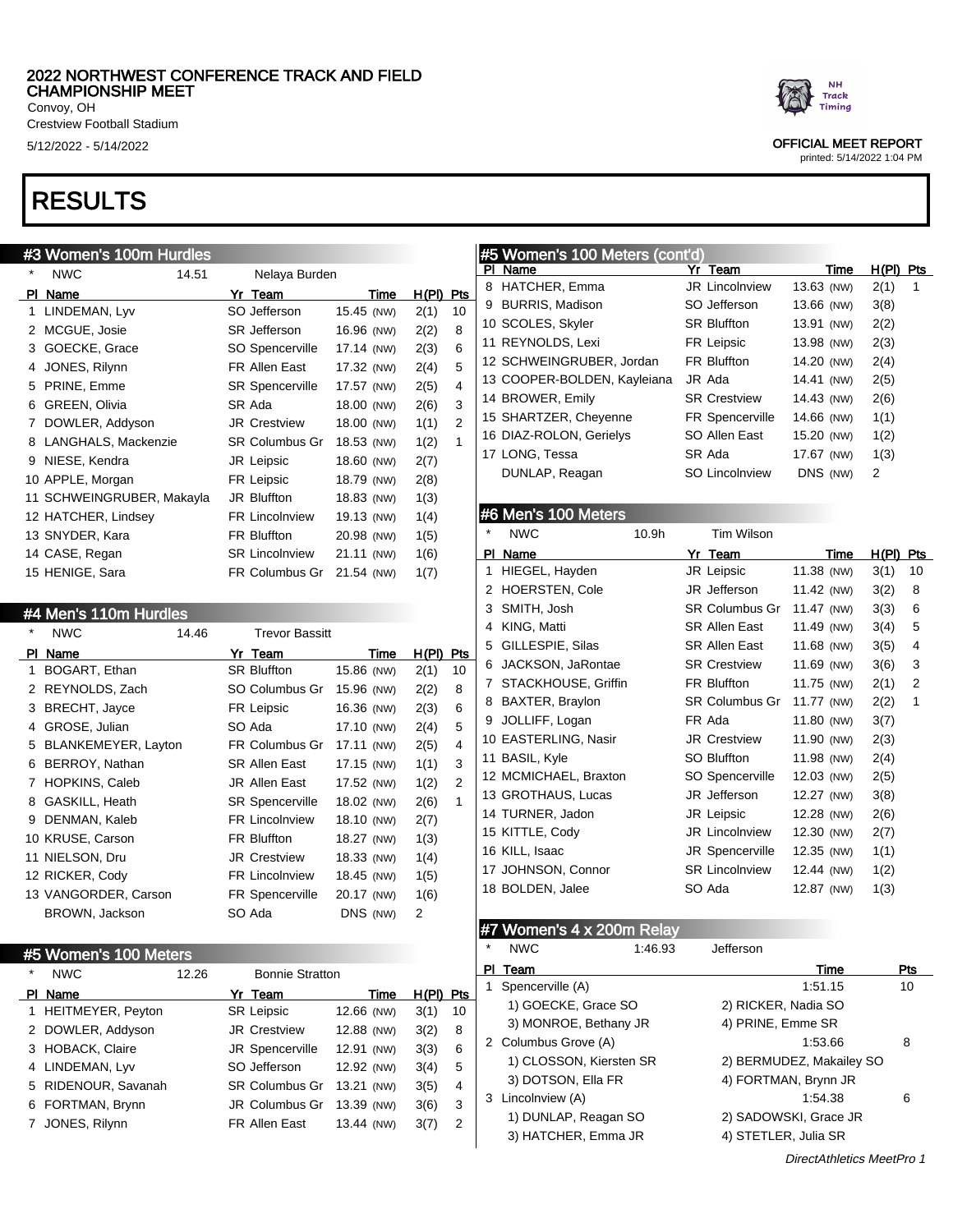# 2022 NORTHWEST CONFERENCE TRACK AND FIELD CHAMPIONSHIP MEET

Convoy, OH
Crestview Football Stadium
5/12/2022 - 5/14/2022

OFFICIAL MEET REPORT
printed: 5/14/2022 1:04 PM

# RESULTS

## #3 Women's 100m Hurdles

\* NWC 14.51 Nelaya Burden

| Pl | Name | Yr | Team | Time | H(Pl) | Pts |
|---|---|---|---|---|---|---|
| 1 | LINDEMAN, Lyv | SO | Jefferson | 15.45 (NW) | 2(1) | 10 |
| 2 | MCGUE, Josie | SR | Jefferson | 16.96 (NW) | 2(2) | 8 |
| 3 | GOECKE, Grace | SO | Spencerville | 17.14 (NW) | 2(3) | 6 |
| 4 | JONES, Rilynn | FR | Allen East | 17.32 (NW) | 2(4) | 5 |
| 5 | PRINE, Emme | SR | Spencerville | 17.57 (NW) | 2(5) | 4 |
| 6 | GREEN, Olivia | SR | Ada | 18.00 (NW) | 2(6) | 3 |
| 7 | DOWLER, Addyson | JR | Crestview | 18.00 (NW) | 1(1) | 2 |
| 8 | LANGHALS, Mackenzie | SR | Columbus Gr | 18.53 (NW) | 1(2) | 1 |
| 9 | NIESE, Kendra | JR | Leipsic | 18.60 (NW) | 2(7) | |
| 10 | APPLE, Morgan | FR | Leipsic | 18.79 (NW) | 2(8) | |
| 11 | SCHWEINGRUBER, Makayla | JR | Bluffton | 18.83 (NW) | 1(3) | |
| 12 | HATCHER, Lindsey | FR | Lincolnview | 19.13 (NW) | 1(4) | |
| 13 | SNYDER, Kara | FR | Bluffton | 20.98 (NW) | 1(5) | |
| 14 | CASE, Regan | SR | Lincolnview | 21.11 (NW) | 1(6) | |
| 15 | HENIGE, Sara | FR | Columbus Gr | 21.54 (NW) | 1(7) | |

## #4 Men's 110m Hurdles

\* NWC 14.46 Trevor Bassitt

| Pl | Name | Yr | Team | Time | H(Pl) | Pts |
|---|---|---|---|---|---|---|
| 1 | BOGART, Ethan | SR | Bluffton | 15.86 (NW) | 2(1) | 10 |
| 2 | REYNOLDS, Zach | SO | Columbus Gr | 15.96 (NW) | 2(2) | 8 |
| 3 | BRECHT, Jayce | FR | Leipsic | 16.36 (NW) | 2(3) | 6 |
| 4 | GROSE, Julian | SO | Ada | 17.10 (NW) | 2(4) | 5 |
| 5 | BLANKEMEYER, Layton | FR | Columbus Gr | 17.11 (NW) | 2(5) | 4 |
| 6 | BERROY, Nathan | SR | Allen East | 17.15 (NW) | 1(1) | 3 |
| 7 | HOPKINS, Caleb | JR | Allen East | 17.52 (NW) | 1(2) | 2 |
| 8 | GASKILL, Heath | SR | Spencerville | 18.02 (NW) | 2(6) | 1 |
| 9 | DENMAN, Kaleb | FR | Lincolnview | 18.10 (NW) | 2(7) | |
| 10 | KRUSE, Carson | FR | Bluffton | 18.27 (NW) | 1(3) | |
| 11 | NIELSON, Dru | JR | Crestview | 18.33 (NW) | 1(4) | |
| 12 | RICKER, Cody | FR | Lincolnview | 18.45 (NW) | 1(5) | |
| 13 | VANGORDER, Carson | FR | Spencerville | 20.17 (NW) | 1(6) | |
| | BROWN, Jackson | SO | Ada | DNS (NW) | 2 | |

## #5 Women's 100 Meters

\* NWC 12.26 Bonnie Stratton

| Pl | Name | Yr | Team | Time | H(Pl) | Pts |
|---|---|---|---|---|---|---|
| 1 | HEITMEYER, Peyton | SR | Leipsic | 12.66 (NW) | 3(1) | 10 |
| 2 | DOWLER, Addyson | JR | Crestview | 12.88 (NW) | 3(2) | 8 |
| 3 | HOBACK, Claire | JR | Spencerville | 12.91 (NW) | 3(3) | 6 |
| 4 | LINDEMAN, Lyv | SO | Jefferson | 12.92 (NW) | 3(4) | 5 |
| 5 | RIDENOUR, Savanah | SR | Columbus Gr | 13.21 (NW) | 3(5) | 4 |
| 6 | FORTMAN, Brynn | JR | Columbus Gr | 13.39 (NW) | 3(6) | 3 |
| 7 | JONES, Rilynn | FR | Allen East | 13.44 (NW) | 3(7) | 2 |
| 8 | HATCHER, Emma | JR | Lincolnview | 13.63 (NW) | 2(1) | 1 |
| 9 | BURRIS, Madison | SO | Jefferson | 13.66 (NW) | 3(8) | |
| 10 | SCOLES, Skyler | SR | Bluffton | 13.91 (NW) | 2(2) | |
| 11 | REYNOLDS, Lexi | FR | Leipsic | 13.98 (NW) | 2(3) | |
| 12 | SCHWEINGRUBER, Jordan | FR | Bluffton | 14.20 (NW) | 2(4) | |
| 13 | COOPER-BOLDEN, Kayleiana | JR | Ada | 14.41 (NW) | 2(5) | |
| 14 | BROWER, Emily | SR | Crestview | 14.43 (NW) | 2(6) | |
| 15 | SHARTZER, Cheyenne | FR | Spencerville | 14.66 (NW) | 1(1) | |
| 16 | DIAZ-ROLON, Gerielys | SO | Allen East | 15.20 (NW) | 1(2) | |
| 17 | LONG, Tessa | SR | Ada | 17.67 (NW) | 1(3) | |
| | DUNLAP, Reagan | SO | Lincolnview | DNS (NW) | 2 | |

## #6 Men's 100 Meters

\* NWC 10.9h Tim Wilson

| Pl | Name | Yr | Team | Time | H(Pl) | Pts |
|---|---|---|---|---|---|---|
| 1 | HIEGEL, Hayden | JR | Leipsic | 11.38 (NW) | 3(1) | 10 |
| 2 | HOERSTEN, Cole | JR | Jefferson | 11.42 (NW) | 3(2) | 8 |
| 3 | SMITH, Josh | SR | Columbus Gr | 11.47 (NW) | 3(3) | 6 |
| 4 | KING, Matti | SR | Allen East | 11.49 (NW) | 3(4) | 5 |
| 5 | GILLESPIE, Silas | SR | Allen East | 11.68 (NW) | 3(5) | 4 |
| 6 | JACKSON, JaRontae | SR | Crestview | 11.69 (NW) | 3(6) | 3 |
| 7 | STACKHOUSE, Griffin | FR | Bluffton | 11.75 (NW) | 2(1) | 2 |
| 8 | BAXTER, Braylon | SR | Columbus Gr | 11.77 (NW) | 2(2) | 1 |
| 9 | JOLLIFF, Logan | FR | Ada | 11.80 (NW) | 3(7) | |
| 10 | EASTERLING, Nasir | JR | Crestview | 11.90 (NW) | 2(3) | |
| 11 | BASIL, Kyle | SO | Bluffton | 11.98 (NW) | 2(4) | |
| 12 | MCMICHAEL, Braxton | SO | Spencerville | 12.03 (NW) | 2(5) | |
| 13 | GROTHAUS, Lucas | JR | Jefferson | 12.27 (NW) | 3(8) | |
| 14 | TURNER, Jadon | JR | Leipsic | 12.28 (NW) | 2(6) | |
| 15 | KITTLE, Cody | JR | Lincolnview | 12.30 (NW) | 2(7) | |
| 16 | KILL, Isaac | JR | Spencerville | 12.35 (NW) | 1(1) | |
| 17 | JOHNSON, Connor | SR | Lincolnview | 12.44 (NW) | 1(2) | |
| 18 | BOLDEN, Jalee | SO | Ada | 12.87 (NW) | 1(3) | |

## #7 Women's 4 x 200m Relay

\* NWC 1:46.93 Jefferson

| Pl | Team | Time | Pts |
|---|---|---|---|
| 1 | Spencerville (A) | 1:51.15 | 10 |
| | 1) GOECKE, Grace SO; 2) RICKER, Nadia SO; 3) MONROE, Bethany JR; 4) PRINE, Emme SR | | |
| 2 | Columbus Grove (A) | 1:53.66 | 8 |
| | 1) CLOSSON, Kiersten SR; 2) BERMUDEZ, Makailey SO; 3) DOTSON, Ella FR; 4) FORTMAN, Brynn JR | | |
| 3 | Lincolnview (A) | 1:54.38 | 6 |
| | 1) DUNLAP, Reagan SO; 2) SADOWSKI, Grace JR; 3) HATCHER, Emma JR; 4) STETLER, Julia SR | | |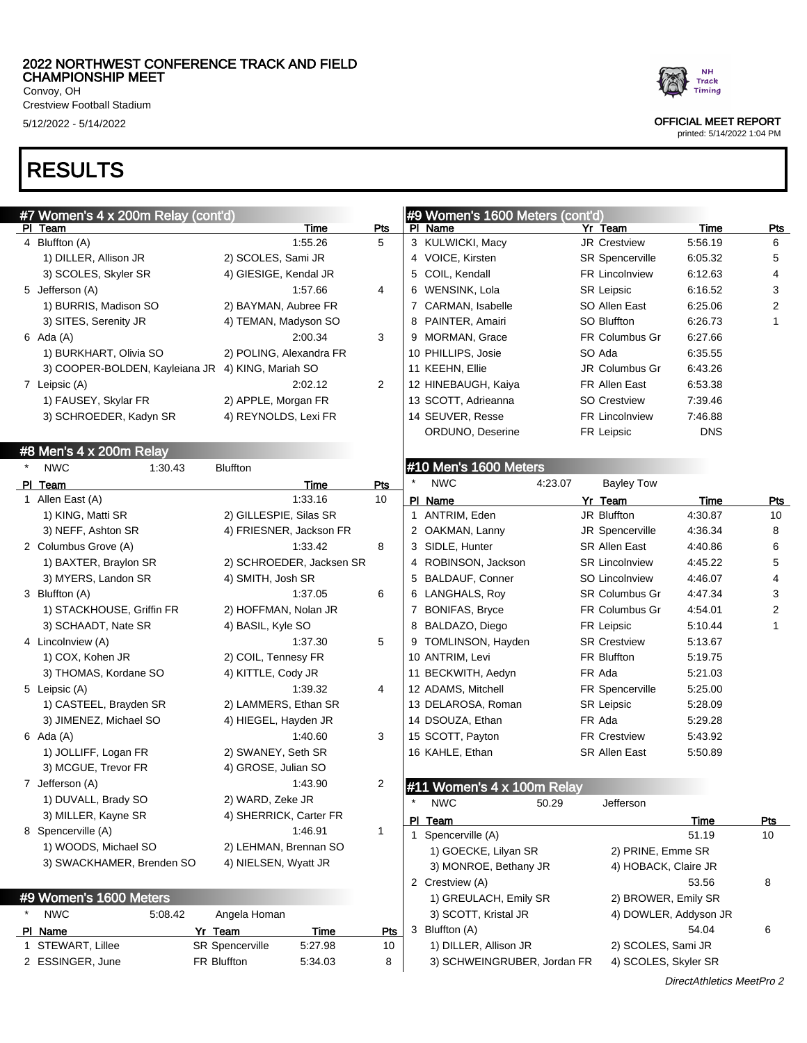## RESULTS

### #7 Women's 4 x 200m Relay (cont'd)

| Pl | Team | | Time | Pts |
|---|---|---|---|---|
| 4 | Bluffton (A) | | 1:55.26 | 5 |
| | 1) DILLER, Allison JR | 2) SCOLES, Sami JR | | |
| | 3) SCOLES, Skyler SR | 4) GIESIGE, Kendal JR | | |
| 5 | Jefferson (A) | | 1:57.66 | 4 |
| | 1) BURRIS, Madison SO | 2) BAYMAN, Aubree FR | | |
| | 3) SITES, Serenity JR | 4) TEMAN, Madyson SO | | |
| 6 | Ada (A) | | 2:00.34 | 3 |
| | 1) BURKHART, Olivia SO | 2) POLING, Alexandra FR | | |
| | 3) COOPER-BOLDEN, Kayleiana JR | 4) KING, Mariah SO | | |
| 7 | Leipsic (A) | | 2:02.12 | 2 |
| | 1) FAUSEY, Skylar FR | 2) APPLE, Morgan FR | | |
| | 3) SCHROEDER, Kadyn SR | 4) REYNOLDS, Lexi FR | | |

### #8 Men's 4 x 200m Relay

* NWC 1:30.43 Bluffton

| Pl | Team | | Time | Pts |
|---|---|---|---|---|
| 1 | Allen East (A) | | 1:33.16 | 10 |
| | 1) KING, Matti SR | 2) GILLESPIE, Silas SR | | |
| | 3) NEFF, Ashton SR | 4) FRIESNER, Jackson FR | | |
| 2 | Columbus Grove (A) | | 1:33.42 | 8 |
| | 1) BAXTER, Braylon SR | 2) SCHROEDER, Jacksen SR | | |
| | 3) MYERS, Landon SR | 4) SMITH, Josh SR | | |
| 3 | Bluffton (A) | | 1:37.05 | 6 |
| | 1) STACKHOUSE, Griffin FR | 2) HOFFMAN, Nolan JR | | |
| | 3) SCHAADT, Nate SR | 4) BASIL, Kyle SO | | |
| 4 | Lincolnview (A) | | 1:37.30 | 5 |
| | 1) COX, Kohen JR | 2) COIL, Tennesy FR | | |
| | 3) THOMAS, Kordane SO | 4) KITTLE, Cody JR | | |
| 5 | Leipsic (A) | | 1:39.32 | 4 |
| | 1) CASTEEL, Brayden SR | 2) LAMMERS, Ethan SR | | |
| | 3) JIMENEZ, Michael SO | 4) HIEGEL, Hayden JR | | |
| 6 | Ada (A) | | 1:40.60 | 3 |
| | 1) JOLLIFF, Logan FR | 2) SWANEY, Seth SR | | |
| | 3) MCGUE, Trevor FR | 4) GROSE, Julian SO | | |
| 7 | Jefferson (A) | | 1:43.90 | 2 |
| | 1) DUVALL, Brady SO | 2) WARD, Zeke JR | | |
| | 3) MILLER, Kayne SR | 4) SHERRICK, Carter FR | | |
| 8 | Spencerville (A) | | 1:46.91 | 1 |
| | 1) WOODS, Michael SO | 2) LEHMAN, Brennan SO | | |
| | 3) SWACKHAMER, Brenden SO | 4) NIELSEN, Wyatt JR | | |

### #9 Women's 1600 Meters

* NWC 5:08.42 Angela Homan

| Pl | Name | Yr | Team | Time | Pts |
|---|---|---|---|---|---|
| 1 | STEWART, Lillee | SR | Spencerville | 5:27.98 | 10 |
| 2 | ESSINGER, June | FR | Bluffton | 5:34.03 | 8 |
| 3 | KULWICKI, Macy | JR | Crestview | 5:56.19 | 6 |
| 4 | VOICE, Kirsten | SR | Spencerville | 6:05.32 | 5 |
| 5 | COIL, Kendall | FR | Lincolnview | 6:12.63 | 4 |
| 6 | WENSINK, Lola | SR | Leipsic | 6:16.52 | 3 |
| 7 | CARMAN, Isabelle | SO | Allen East | 6:25.06 | 2 |
| 8 | PAINTER, Amairi | SO | Bluffton | 6:26.73 | 1 |
| 9 | MORMAN, Grace | FR | Columbus Gr | 6:27.66 | |
| 10 | PHILLIPS, Josie | SO | Ada | 6:35.55 | |
| 11 | KEEHN, Ellie | JR | Columbus Gr | 6:43.26 | |
| 12 | HINEBAUGH, Kaiya | FR | Allen East | 6:53.38 | |
| 13 | SCOTT, Adrieanna | SO | Crestview | 7:39.46 | |
| 14 | SEUVER, Resse | FR | Lincolnview | 7:46.88 | |
| | ORDUNO, Deserine | FR | Leipsic | DNS | |

### #10 Men's 1600 Meters

* NWC 4:23.07 Bayley Tow

| Pl | Name | Yr | Team | Time | Pts |
|---|---|---|---|---|---|
| 1 | ANTRIM, Eden | JR | Bluffton | 4:30.87 | 10 |
| 2 | OAKMAN, Lanny | JR | Spencerville | 4:36.34 | 8 |
| 3 | SIDLE, Hunter | SR | Allen East | 4:40.86 | 6 |
| 4 | ROBINSON, Jackson | SR | Lincolnview | 4:45.22 | 5 |
| 5 | BALDAUF, Conner | SO | Lincolnview | 4:46.07 | 4 |
| 6 | LANGHALS, Roy | SR | Columbus Gr | 4:47.34 | 3 |
| 7 | BONIFAS, Bryce | FR | Columbus Gr | 4:54.01 | 2 |
| 8 | BALDAZO, Diego | FR | Leipsic | 5:10.44 | 1 |
| 9 | TOMLINSON, Hayden | SR | Crestview | 5:13.67 | |
| 10 | ANTRIM, Levi | FR | Bluffton | 5:19.75 | |
| 11 | BECKWITH, Aedyn | FR | Ada | 5:21.03 | |
| 12 | ADAMS, Mitchell | FR | Spencerville | 5:25.00 | |
| 13 | DELAROSA, Roman | SR | Leipsic | 5:28.09 | |
| 14 | DSOUZA, Ethan | FR | Ada | 5:29.28 | |
| 15 | SCOTT, Payton | FR | Crestview | 5:43.92 | |
| 16 | KAHLE, Ethan | SR | Allen East | 5:50.89 | |

### #11 Women's 4 x 100m Relay

* NWC 50.29 Jefferson

| Pl | Team | | Time | Pts |
|---|---|---|---|---|
| 1 | Spencerville (A) | | 51.19 | 10 |
| | 1) GOECKE, Lilyan SR | 2) PRINE, Emme SR | | |
| | 3) MONROE, Bethany JR | 4) HOBACK, Claire JR | | |
| 2 | Crestview (A) | | 53.56 | 8 |
| | 1) GREULACH, Emily SR | 2) BROWER, Emily SR | | |
| | 3) SCOTT, Kristal JR | 4) DOWLER, Addyson JR | | |
| 3 | Bluffton (A) | | 54.04 | 6 |
| | 1) DILLER, Allison JR | 2) SCOLES, Sami JR | | |
| | 3) SCHWEINGRUBER, Jordan FR | 4) SCOLES, Skyler SR | | |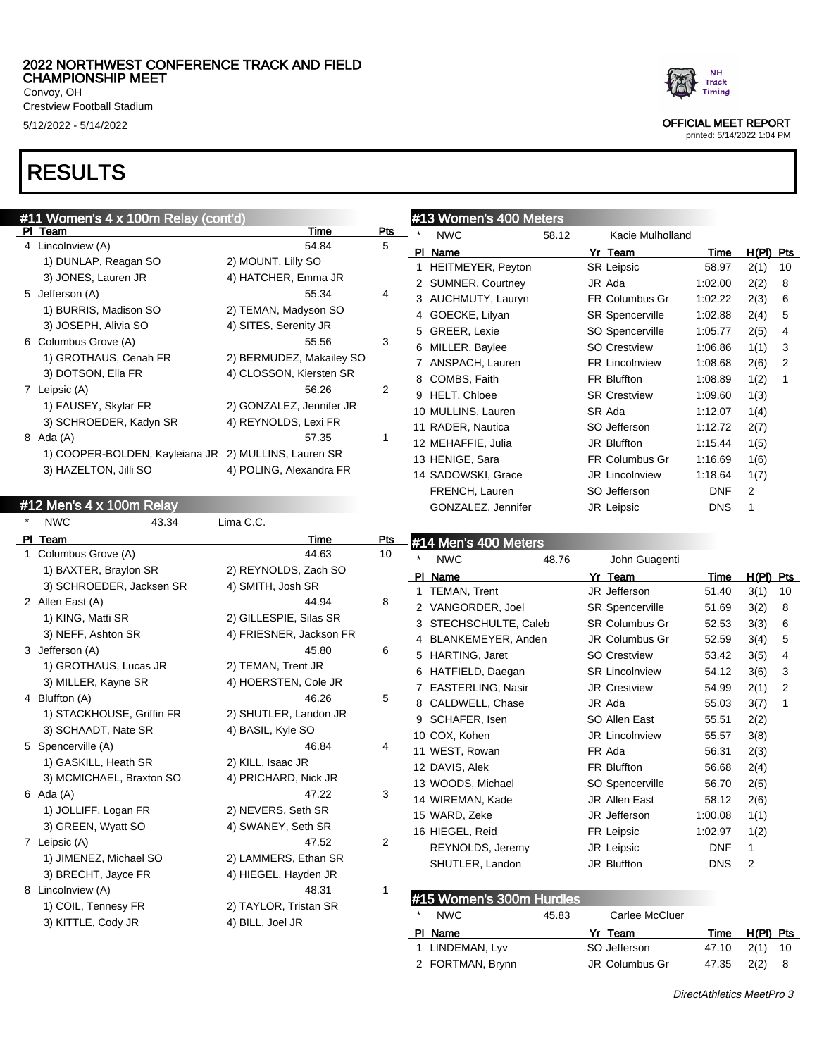## RESULTS

### #11 Women's 4 x 100m Relay (cont'd)

| Pl | Team | Time | Pts |
|---|---|---|---|
| 4 | Lincolnview (A) | 54.84 | 5 |
| | 1) DUNLAP, Reagan SO; 2) MOUNT, Lilly SO; 3) JONES, Lauren JR; 4) HATCHER, Emma JR | | |
| 5 | Jefferson (A) | 55.34 | 4 |
| | 1) BURRIS, Madison SO; 2) TEMAN, Madyson SO; 3) JOSEPH, Alivia SO; 4) SITES, Serenity JR | | |
| 6 | Columbus Grove (A) | 55.56 | 3 |
| | 1) GROTHAUS, Cenah FR; 2) BERMUDEZ, Makailey SO; 3) DOTSON, Ella FR; 4) CLOSSON, Kiersten SR | | |
| 7 | Leipsic (A) | 56.26 | 2 |
| | 1) FAUSEY, Skylar FR; 2) GONZALEZ, Jennifer JR; 3) SCHROEDER, Kadyn SR; 4) REYNOLDS, Lexi FR | | |
| 8 | Ada (A) | 57.35 | 1 |
| | 1) COOPER-BOLDEN, Kayleiana JR; 2) MULLINS, Lauren SR; 3) HAZELTON, Jilli SO; 4) POLING, Alexandra FR | | |

### #12 Men's 4 x 100m Relay

* NWC 43.34 Lima C.C.

| Pl | Team | Time | Pts |
|---|---|---|---|
| 1 | Columbus Grove (A) | 44.63 | 10 |
| | 1) BAXTER, Braylon SR; 2) REYNOLDS, Zach SO; 3) SCHROEDER, Jacksen SR; 4) SMITH, Josh SR | | |
| 2 | Allen East (A) | 44.94 | 8 |
| | 1) KING, Matti SR; 2) GILLESPIE, Silas SR; 3) NEFF, Ashton SR; 4) FRIESNER, Jackson FR | | |
| 3 | Jefferson (A) | 45.80 | 6 |
| | 1) GROTHAUS, Lucas JR; 2) TEMAN, Trent JR; 3) MILLER, Kayne SR; 4) HOERSTEN, Cole JR | | |
| 4 | Bluffton (A) | 46.26 | 5 |
| | 1) STACKHOUSE, Griffin FR; 2) SHUTLER, Landon JR; 3) SCHAADT, Nate SR; 4) BASIL, Kyle SO | | |
| 5 | Spencerville (A) | 46.84 | 4 |
| | 1) GASKILL, Heath SR; 2) KILL, Isaac JR; 3) MCMICHAEL, Braxton SO; 4) PRICHARD, Nick JR | | |
| 6 | Ada (A) | 47.22 | 3 |
| | 1) JOLLIFF, Logan FR; 2) NEVERS, Seth SR; 3) GREEN, Wyatt SO; 4) SWANEY, Seth SR | | |
| 7 | Leipsic (A) | 47.52 | 2 |
| | 1) JIMENEZ, Michael SO; 2) LAMMERS, Ethan SR; 3) BRECHT, Jayce FR; 4) HIEGEL, Hayden JR | | |
| 8 | Lincolnview (A) | 48.31 | 1 |
| | 1) COIL, Tennesy FR; 2) TAYLOR, Tristan SR; 3) KITTLE, Cody JR; 4) BILL, Joel JR | | |

### #13 Women's 400 Meters

* NWC 58.12 Kacie Mulholland

| Pl | Name | Yr | Team | Time | H(Pl) | Pts |
|---|---|---|---|---|---|---|
| 1 | HEITMEYER, Peyton | SR | Leipsic | 58.97 | 2(1) | 10 |
| 2 | SUMNER, Courtney | JR | Ada | 1:02.00 | 2(2) | 8 |
| 3 | AUCHMUTY, Lauryn | FR | Columbus Gr | 1:02.22 | 2(3) | 6 |
| 4 | GOECKE, Lilyan | SR | Spencerville | 1:02.88 | 2(4) | 5 |
| 5 | GREER, Lexie | SO | Spencerville | 1:05.77 | 2(5) | 4 |
| 6 | MILLER, Baylee | SO | Crestview | 1:06.86 | 1(1) | 3 |
| 7 | ANSPACH, Lauren | FR | Lincolnview | 1:08.68 | 2(6) | 2 |
| 8 | COMBS, Faith | FR | Bluffton | 1:08.89 | 1(2) | 1 |
| 9 | HELT, Chloee | SR | Crestview | 1:09.60 | 1(3) | |
| 10 | MULLINS, Lauren | SR | Ada | 1:12.07 | 1(4) | |
| 11 | RADER, Nautica | SO | Jefferson | 1:12.72 | 2(7) | |
| 12 | MEHAFFIE, Julia | JR | Bluffton | 1:15.44 | 1(5) | |
| 13 | HENIGE, Sara | FR | Columbus Gr | 1:16.69 | 1(6) | |
| 14 | SADOWSKI, Grace | JR | Lincolnview | 1:18.64 | 1(7) | |
| | FRENCH, Lauren | SO | Jefferson | DNF | 2 | |
| | GONZALEZ, Jennifer | JR | Leipsic | DNS | 1 | |

### #14 Men's 400 Meters

* NWC 48.76 John Guagenti

| Pl | Name | Yr | Team | Time | H(Pl) | Pts |
|---|---|---|---|---|---|---|
| 1 | TEMAN, Trent | JR | Jefferson | 51.40 | 3(1) | 10 |
| 2 | VANGORDER, Joel | SR | Spencerville | 51.69 | 3(2) | 8 |
| 3 | STECHSCHULTE, Caleb | SR | Columbus Gr | 52.53 | 3(3) | 6 |
| 4 | BLANKEMEYER, Anden | JR | Columbus Gr | 52.59 | 3(4) | 5 |
| 5 | HARTING, Jaret | SO | Crestview | 53.42 | 3(5) | 4 |
| 6 | HATFIELD, Daegan | SR | Lincolnview | 54.12 | 3(6) | 3 |
| 7 | EASTERLING, Nasir | JR | Crestview | 54.99 | 2(1) | 2 |
| 8 | CALDWELL, Chase | JR | Ada | 55.03 | 3(7) | 1 |
| 9 | SCHAFER, Isen | SO | Allen East | 55.51 | 2(2) | |
| 10 | COX, Kohen | JR | Lincolnview | 55.57 | 3(8) | |
| 11 | WEST, Rowan | FR | Ada | 56.31 | 2(3) | |
| 12 | DAVIS, Alek | FR | Bluffton | 56.68 | 2(4) | |
| 13 | WOODS, Michael | SO | Spencerville | 56.70 | 2(5) | |
| 14 | WIREMAN, Kade | JR | Allen East | 58.12 | 2(6) | |
| 15 | WARD, Zeke | JR | Jefferson | 1:00.08 | 1(1) | |
| 16 | HIEGEL, Reid | FR | Leipsic | 1:02.97 | 1(2) | |
| | REYNOLDS, Jeremy | JR | Leipsic | DNF | 1 | |
| | SHUTLER, Landon | JR | Bluffton | DNS | 2 | |

### #15 Women's 300m Hurdles

* NWC 45.83 Carlee McCluer

| Pl | Name | Yr | Team | Time | H(Pl) | Pts |
|---|---|---|---|---|---|---|
| 1 | LINDEMAN, Lyv | SO | Jefferson | 47.10 | 2(1) | 10 |
| 2 | FORTMAN, Brynn | JR | Columbus Gr | 47.35 | 2(2) | 8 |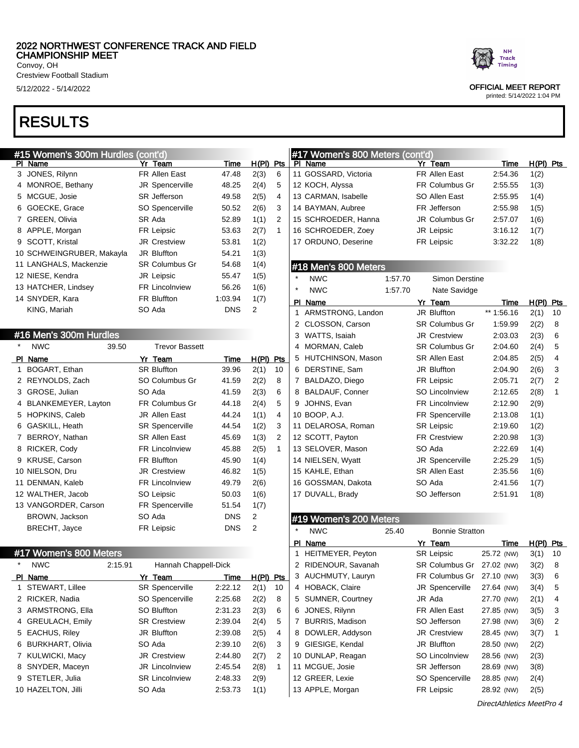# RESULTS

## #15 Women's 300m Hurdles (cont'd)

| Pl | Name | Yr | Team | Time | H(Pl) | Pts |
|---|---|---|---|---|---|---|
| 3 | JONES, Rilynn | FR | Allen East | 47.48 | 2(3) | 6 |
| 4 | MONROE, Bethany | JR | Spencerville | 48.25 | 2(4) | 5 |
| 5 | MCGUE, Josie | SR | Jefferson | 49.58 | 2(5) | 4 |
| 6 | GOECKE, Grace | SO | Spencerville | 50.52 | 2(6) | 3 |
| 7 | GREEN, Olivia | SR | Ada | 52.89 | 1(1) | 2 |
| 8 | APPLE, Morgan | FR | Leipsic | 53.63 | 2(7) | 1 |
| 9 | SCOTT, Kristal | JR | Crestview | 53.81 | 1(2) | |
| 10 | SCHWEINGRUBER, Makayla | JR | Bluffton | 54.21 | 1(3) | |
| 11 | LANGHALS, Mackenzie | SR | Columbus Gr | 54.68 | 1(4) | |
| 12 | NIESE, Kendra | JR | Leipsic | 55.47 | 1(5) | |
| 13 | HATCHER, Lindsey | FR | Lincolnview | 56.26 | 1(6) | |
| 14 | SNYDER, Kara | FR | Bluffton | 1:03.94 | 1(7) | |
| | KING, Mariah | SO | Ada | DNS | 2 | |

## #16 Men's 300m Hurdles

\* NWC 39.50 Trevor Bassett

| Pl | Name | Yr | Team | Time | H(Pl) | Pts |
|---|---|---|---|---|---|---|
| 1 | BOGART, Ethan | SR | Bluffton | 39.96 | 2(1) | 10 |
| 2 | REYNOLDS, Zach | SO | Columbus Gr | 41.59 | 2(2) | 8 |
| 3 | GROSE, Julian | SO | Ada | 41.59 | 2(3) | 6 |
| 4 | BLANKEMEYER, Layton | FR | Columbus Gr | 44.18 | 2(4) | 5 |
| 5 | HOPKINS, Caleb | JR | Allen East | 44.24 | 1(1) | 4 |
| 6 | GASKILL, Heath | SR | Spencerville | 44.54 | 1(2) | 3 |
| 7 | BERROY, Nathan | SR | Allen East | 45.69 | 1(3) | 2 |
| 8 | RICKER, Cody | FR | Lincolnview | 45.88 | 2(5) | 1 |
| 9 | KRUSE, Carson | FR | Bluffton | 45.90 | 1(4) | |
| 10 | NIELSON, Dru | JR | Crestview | 46.82 | 1(5) | |
| 11 | DENMAN, Kaleb | FR | Lincolnview | 49.79 | 2(6) | |
| 12 | WALTHER, Jacob | SO | Leipsic | 50.03 | 1(6) | |
| 13 | VANGORDER, Carson | FR | Spencerville | 51.54 | 1(7) | |
| | BROWN, Jackson | SO | Ada | DNS | 2 | |
| | BRECHT, Jayce | FR | Leipsic | DNS | 2 | |

## #17 Women's 800 Meters

\* NWC 2:15.91 Hannah Chappell-Dick

| Pl | Name | Yr | Team | Time | H(Pl) | Pts |
|---|---|---|---|---|---|---|
| 1 | STEWART, Lillee | SR | Spencerville | 2:22.12 | 2(1) | 10 |
| 2 | RICKER, Nadia | SO | Spencerville | 2:25.68 | 2(2) | 8 |
| 3 | ARMSTRONG, Ella | SO | Bluffton | 2:31.23 | 2(3) | 6 |
| 4 | GREULACH, Emily | SR | Crestview | 2:39.04 | 2(4) | 5 |
| 5 | EACHUS, Riley | JR | Bluffton | 2:39.08 | 2(5) | 4 |
| 6 | BURKHART, Olivia | SO | Ada | 2:39.10 | 2(6) | 3 |
| 7 | KULWICKI, Macy | JR | Crestview | 2:44.80 | 2(7) | 2 |
| 8 | SNYDER, Maceyn | JR | Lincolnview | 2:45.54 | 2(8) | 1 |
| 9 | STETLER, Julia | SR | Lincolnview | 2:48.33 | 2(9) | |
| 10 | HAZELTON, Jilli | SO | Ada | 2:53.73 | 1(1) | |
| 11 | GOSSARD, Victoria | FR | Allen East | 2:54.36 | 1(2) | |
| 12 | KOCH, Alyssa | FR | Columbus Gr | 2:55.55 | 1(3) | |
| 13 | CARMAN, Isabelle | SO | Allen East | 2:55.95 | 1(4) | |
| 14 | BAYMAN, Aubree | FR | Jefferson | 2:55.98 | 1(5) | |
| 15 | SCHROEDER, Hanna | JR | Columbus Gr | 2:57.07 | 1(6) | |
| 16 | SCHROEDER, Zoey | JR | Leipsic | 3:16.12 | 1(7) | |
| 17 | ORDUNO, Deserine | FR | Leipsic | 3:32.22 | 1(8) | |

## #18 Men's 800 Meters

\* NWC 1:57.70 Simon Derstine
\* NWC 1:57.70 Nate Savidge

| Pl | Name | Yr | Team | Time | H(Pl) | Pts |
|---|---|---|---|---|---|---|
| 1 | ARMSTRONG, Landon | JR | Bluffton | ** 1:56.16 | 2(1) | 10 |
| 2 | CLOSSON, Carson | SR | Columbus Gr | 1:59.99 | 2(2) | 8 |
| 3 | WATTS, Isaiah | JR | Crestview | 2:03.03 | 2(3) | 6 |
| 4 | MORMAN, Caleb | SR | Columbus Gr | 2:04.60 | 2(4) | 5 |
| 5 | HUTCHINSON, Mason | SR | Allen East | 2:04.85 | 2(5) | 4 |
| 6 | DERSTINE, Sam | JR | Bluffton | 2:04.90 | 2(6) | 3 |
| 7 | BALDAZO, Diego | FR | Leipsic | 2:05.71 | 2(7) | 2 |
| 8 | BALDAUF, Conner | SO | Lincolnview | 2:12.65 | 2(8) | 1 |
| 9 | JOHNS, Evan | FR | Lincolnview | 2:12.90 | 2(9) | |
| 10 | BOOP, A.J. | FR | Spencerville | 2:13.08 | 1(1) | |
| 11 | DELAROSA, Roman | SR | Leipsic | 2:19.60 | 1(2) | |
| 12 | SCOTT, Payton | FR | Crestview | 2:20.98 | 1(3) | |
| 13 | SELOVER, Mason | SO | Ada | 2:22.69 | 1(4) | |
| 14 | NIELSEN, Wyatt | JR | Spencerville | 2:25.29 | 1(5) | |
| 15 | KAHLE, Ethan | SR | Allen East | 2:35.56 | 1(6) | |
| 16 | GOSSMAN, Dakota | SO | Ada | 2:41.56 | 1(7) | |
| 17 | DUVALL, Brady | SO | Jefferson | 2:51.91 | 1(8) | |

## #19 Women's 200 Meters

\* NWC 25.40 Bonnie Stratton

| Pl | Name | Yr | Team | Time | H(Pl) | Pts |
|---|---|---|---|---|---|---|
| 1 | HEITMEYER, Peyton | SR | Leipsic | 25.72 (NW) | 3(1) | 10 |
| 2 | RIDENOUR, Savanah | SR | Columbus Gr | 27.02 (NW) | 3(2) | 8 |
| 3 | AUCHMUTY, Lauryn | FR | Columbus Gr | 27.10 (NW) | 3(3) | 6 |
| 4 | HOBACK, Claire | JR | Spencerville | 27.64 (NW) | 3(4) | 5 |
| 5 | SUMNER, Courtney | JR | Ada | 27.70 (NW) | 2(1) | 4 |
| 6 | JONES, Rilynn | FR | Allen East | 27.85 (NW) | 3(5) | 3 |
| 7 | BURRIS, Madison | SO | Jefferson | 27.98 (NW) | 3(6) | 2 |
| 8 | DOWLER, Addyson | JR | Crestview | 28.45 (NW) | 3(7) | 1 |
| 9 | GIESIGE, Kendal | JR | Bluffton | 28.50 (NW) | 2(2) | |
| 10 | DUNLAP, Reagan | SO | Lincolnview | 28.56 (NW) | 2(3) | |
| 11 | MCGUE, Josie | SR | Jefferson | 28.69 (NW) | 3(8) | |
| 12 | GREER, Lexie | SO | Spencerville | 28.85 (NW) | 2(4) | |
| 13 | APPLE, Morgan | FR | Leipsic | 28.92 (NW) | 2(5) | |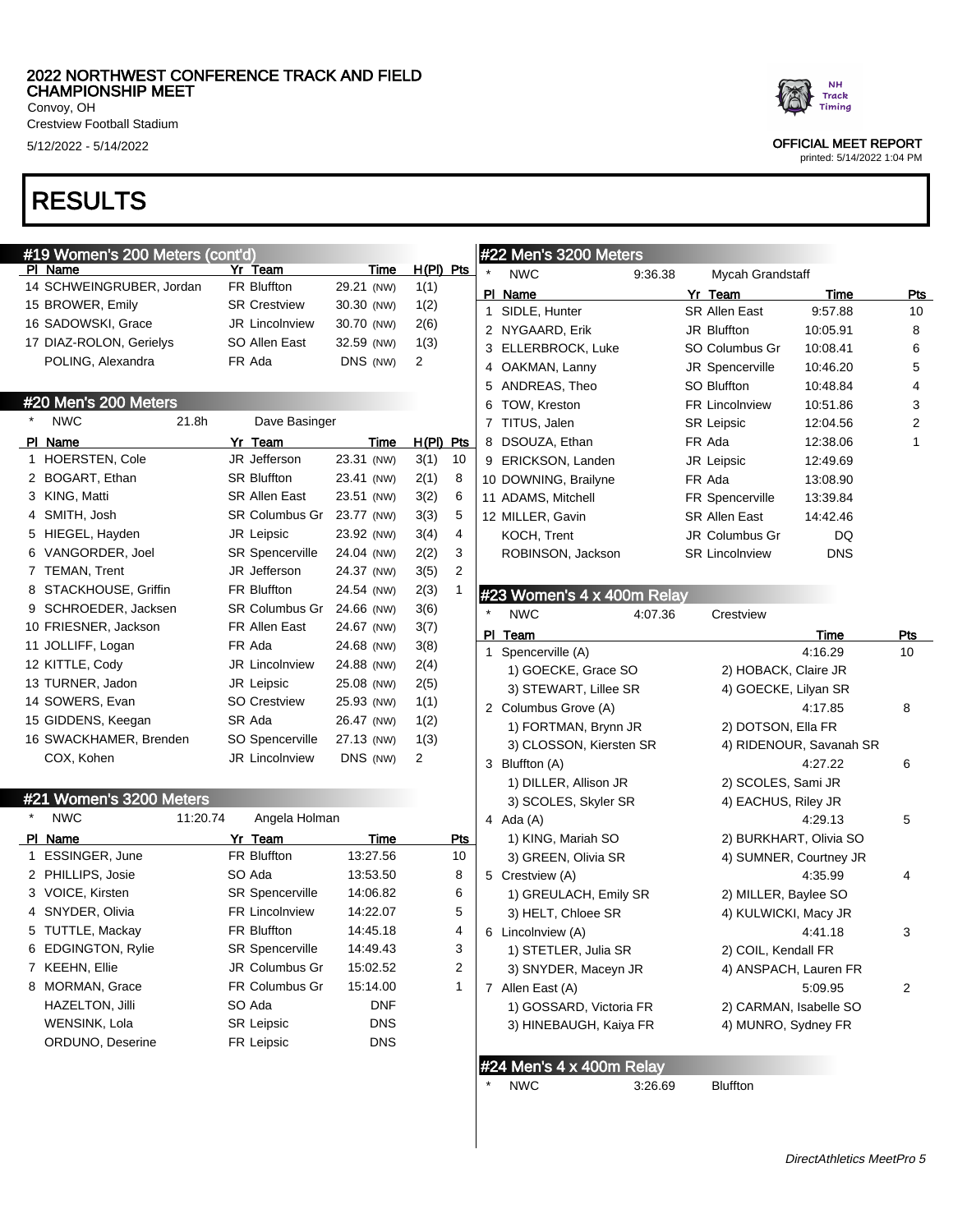# 2022 NORTHWEST CONFERENCE TRACK AND FIELD CHAMPIONSHIP MEET

Convoy, OH
Crestview Football Stadium
5/12/2022 - 5/14/2022

OFFICIAL MEET REPORT
printed: 5/14/2022 1:04 PM

# RESULTS

## #19 Women's 200 Meters (cont'd)

| Pl | Name | Yr | Team | Time | | H(Pl) | Pts |
|---|---|---|---|---|---|---|---|
| 14 | SCHWEINGRUBER, Jordan | FR | Bluffton | 29.21 | (NW) | 1(1) | |
| 15 | BROWER, Emily | SR | Crestview | 30.30 | (NW) | 1(2) | |
| 16 | SADOWSKI, Grace | JR | Lincolnview | 30.70 | (NW) | 2(6) | |
| 17 | DIAZ-ROLON, Gerielys | SO | Allen East | 32.59 | (NW) | 1(3) | |
| | POLING, Alexandra | FR | Ada | DNS | (NW) | 2 | |

## #20 Men's 200 Meters

\* NWC 21.8h Dave Basinger

| Pl | Name | Yr | Team | Time | | H(Pl) | Pts |
|---|---|---|---|---|---|---|---|
| 1 | HOERSTEN, Cole | JR | Jefferson | 23.31 | (NW) | 3(1) | 10 |
| 2 | BOGART, Ethan | SR | Bluffton | 23.41 | (NW) | 2(1) | 8 |
| 3 | KING, Matti | SR | Allen East | 23.51 | (NW) | 3(2) | 6 |
| 4 | SMITH, Josh | SR | Columbus Gr | 23.77 | (NW) | 3(3) | 5 |
| 5 | HIEGEL, Hayden | JR | Leipsic | 23.92 | (NW) | 3(4) | 4 |
| 6 | VANGORDER, Joel | SR | Spencerville | 24.04 | (NW) | 2(2) | 3 |
| 7 | TEMAN, Trent | JR | Jefferson | 24.37 | (NW) | 3(5) | 2 |
| 8 | STACKHOUSE, Griffin | FR | Bluffton | 24.54 | (NW) | 2(3) | 1 |
| 9 | SCHROEDER, Jacksen | SR | Columbus Gr | 24.66 | (NW) | 3(6) | |
| 10 | FRIESNER, Jackson | FR | Allen East | 24.67 | (NW) | 3(7) | |
| 11 | JOLLIFF, Logan | FR | Ada | 24.68 | (NW) | 3(8) | |
| 12 | KITTLE, Cody | JR | Lincolnview | 24.88 | (NW) | 2(4) | |
| 13 | TURNER, Jadon | JR | Leipsic | 25.08 | (NW) | 2(5) | |
| 14 | SOWERS, Evan | SO | Crestview | 25.93 | (NW) | 1(1) | |
| 15 | GIDDENS, Keegan | SR | Ada | 26.47 | (NW) | 1(2) | |
| 16 | SWACKHAMER, Brenden | SO | Spencerville | 27.13 | (NW) | 1(3) | |
| | COX, Kohen | JR | Lincolnview | DNS | (NW) | 2 | |

## #21 Women's 3200 Meters

\* NWC 11:20.74 Angela Holman

| Pl | Name | Yr | Team | Time | Pts |
|---|---|---|---|---|---|
| 1 | ESSINGER, June | FR | Bluffton | 13:27.56 | 10 |
| 2 | PHILLIPS, Josie | SO | Ada | 13:53.50 | 8 |
| 3 | VOICE, Kirsten | SR | Spencerville | 14:06.82 | 6 |
| 4 | SNYDER, Olivia | FR | Lincolnview | 14:22.07 | 5 |
| 5 | TUTTLE, Mackay | FR | Bluffton | 14:45.18 | 4 |
| 6 | EDGINGTON, Rylie | SR | Spencerville | 14:49.43 | 3 |
| 7 | KEEHN, Ellie | JR | Columbus Gr | 15:02.52 | 2 |
| 8 | MORMAN, Grace | FR | Columbus Gr | 15:14.00 | 1 |
| | HAZELTON, Jilli | SO | Ada | DNF | |
| | WENSINK, Lola | SR | Leipsic | DNS | |
| | ORDUNO, Deserine | FR | Leipsic | DNS | |

## #22 Men's 3200 Meters

\* NWC 9:36.38 Mycah Grandstaff

| Pl | Name | Yr | Team | Time | Pts |
|---|---|---|---|---|---|
| 1 | SIDLE, Hunter | SR | Allen East | 9:57.88 | 10 |
| 2 | NYGAARD, Erik | JR | Bluffton | 10:05.91 | 8 |
| 3 | ELLERBROCK, Luke | SO | Columbus Gr | 10:08.41 | 6 |
| 4 | OAKMAN, Lanny | JR | Spencerville | 10:46.20 | 5 |
| 5 | ANDREAS, Theo | SO | Bluffton | 10:48.84 | 4 |
| 6 | TOW, Kreston | FR | Lincolnview | 10:51.86 | 3 |
| 7 | TITUS, Jalen | SR | Leipsic | 12:04.56 | 2 |
| 8 | DSOUZA, Ethan | FR | Ada | 12:38.06 | 1 |
| 9 | ERICKSON, Landen | JR | Leipsic | 12:49.69 | |
| 10 | DOWNING, Brailyne | FR | Ada | 13:08.90 | |
| 11 | ADAMS, Mitchell | FR | Spencerville | 13:39.84 | |
| 12 | MILLER, Gavin | SR | Allen East | 14:42.46 | |
| | KOCH, Trent | JR | Columbus Gr | DQ | |
| | ROBINSON, Jackson | SR | Lincolnview | DNS | |

## #23 Women's 4 x 400m Relay

\* NWC 4:07.36 Crestview

| Pl | Team | Time | Pts |
|---|---|---|---|
| 1 | Spencerville (A) | 4:16.29 | 10 |
| | 1) GOECKE, Grace SO; 2) HOBACK, Claire JR; 3) STEWART, Lillee SR; 4) GOECKE, Lilyan SR | | |
| 2 | Columbus Grove (A) | 4:17.85 | 8 |
| | 1) FORTMAN, Brynn JR; 2) DOTSON, Ella FR; 3) CLOSSON, Kiersten SR; 4) RIDENOUR, Savanah SR | | |
| 3 | Bluffton (A) | 4:27.22 | 6 |
| | 1) DILLER, Allison JR; 2) SCOLES, Sami JR; 3) SCOLES, Skyler SR; 4) EACHUS, Riley JR | | |
| 4 | Ada (A) | 4:29.13 | 5 |
| | 1) KING, Mariah SO; 2) BURKHART, Olivia SO; 3) GREEN, Olivia SR; 4) SUMNER, Courtney JR | | |
| 5 | Crestview (A) | 4:35.99 | 4 |
| | 1) GREULACH, Emily SR; 2) MILLER, Baylee SO; 3) HELT, Chloee SR; 4) KULWICKI, Macy JR | | |
| 6 | Lincolnview (A) | 4:41.18 | 3 |
| | 1) STETLER, Julia SR; 2) COIL, Kendall FR; 3) SNYDER, Maceyn JR; 4) ANSPACH, Lauren FR | | |
| 7 | Allen East (A) | 5:09.95 | 2 |
| | 1) GOSSARD, Victoria FR; 2) CARMAN, Isabelle SO; 3) HINEBAUGH, Kaiya FR; 4) MUNRO, Sydney FR | | |

## #24 Men's 4 x 400m Relay

\* NWC 3:26.69 Bluffton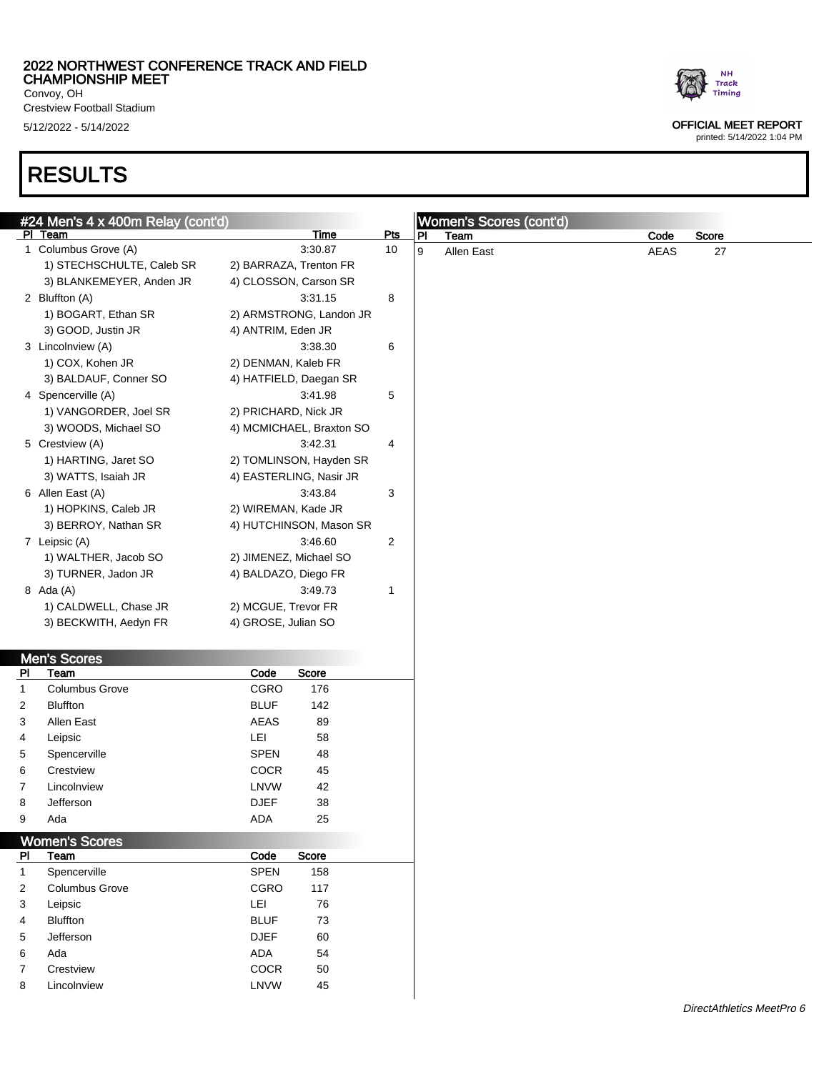# 2022 NORTHWEST CONFERENCE TRACK AND FIELD CHAMPIONSHIP MEET

Convoy, OH
Crestview Football Stadium
5/12/2022 - 5/14/2022

OFFICIAL MEET REPORT
printed: 5/14/2022 1:04 PM

# RESULTS

## #24 Men's 4 x 400m Relay (cont'd)

| Pl | Team | Time | Pts |
|---|---|---|---|
| 1 | Columbus Grove (A) | 3:30.87 | 10 |
| | 1) STECHSCHULTE, Caleb SR | 2) BARRAZA, Trenton FR | |
| | 3) BLANKEMEYER, Anden JR | 4) CLOSSON, Carson SR | |
| 2 | Bluffton (A) | 3:31.15 | 8 |
| | 1) BOGART, Ethan SR | 2) ARMSTRONG, Landon JR | |
| | 3) GOOD, Justin JR | 4) ANTRIM, Eden JR | |
| 3 | Lincolnview (A) | 3:38.30 | 6 |
| | 1) COX, Kohen JR | 2) DENMAN, Kaleb FR | |
| | 3) BALDAUF, Conner SO | 4) HATFIELD, Daegan SR | |
| 4 | Spencerville (A) | 3:41.98 | 5 |
| | 1) VANGORDER, Joel SR | 2) PRICHARD, Nick JR | |
| | 3) WOODS, Michael SO | 4) MCMICHAEL, Braxton SO | |
| 5 | Crestview (A) | 3:42.31 | 4 |
| | 1) HARTING, Jaret SO | 2) TOMLINSON, Hayden SR | |
| | 3) WATTS, Isaiah JR | 4) EASTERLING, Nasir JR | |
| 6 | Allen East (A) | 3:43.84 | 3 |
| | 1) HOPKINS, Caleb JR | 2) WIREMAN, Kade JR | |
| | 3) BERROY, Nathan SR | 4) HUTCHINSON, Mason SR | |
| 7 | Leipsic (A) | 3:46.60 | 2 |
| | 1) WALTHER, Jacob SO | 2) JIMENEZ, Michael SO | |
| | 3) TURNER, Jadon JR | 4) BALDAZO, Diego FR | |
| 8 | Ada (A) | 3:49.73 | 1 |
| | 1) CALDWELL, Chase JR | 2) MCGUE, Trevor FR | |
| | 3) BECKWITH, Aedyn FR | 4) GROSE, Julian SO | |

## Men's Scores

| Pl | Team | Code | Score |
|---|---|---|---|
| 1 | Columbus Grove | CGRO | 176 |
| 2 | Bluffton | BLUF | 142 |
| 3 | Allen East | AEAS | 89 |
| 4 | Leipsic | LEI | 58 |
| 5 | Spencerville | SPEN | 48 |
| 6 | Crestview | COCR | 45 |
| 7 | Lincolnview | LNVW | 42 |
| 8 | Jefferson | DJEF | 38 |
| 9 | Ada | ADA | 25 |

## Women's Scores

| Pl | Team | Code | Score |
|---|---|---|---|
| 1 | Spencerville | SPEN | 158 |
| 2 | Columbus Grove | CGRO | 117 |
| 3 | Leipsic | LEI | 76 |
| 4 | Bluffton | BLUF | 73 |
| 5 | Jefferson | DJEF | 60 |
| 6 | Ada | ADA | 54 |
| 7 | Crestview | COCR | 50 |
| 8 | Lincolnview | LNVW | 45 |
| 9 | Allen East | AEAS | 27 |

DirectAthletics MeetPro 6